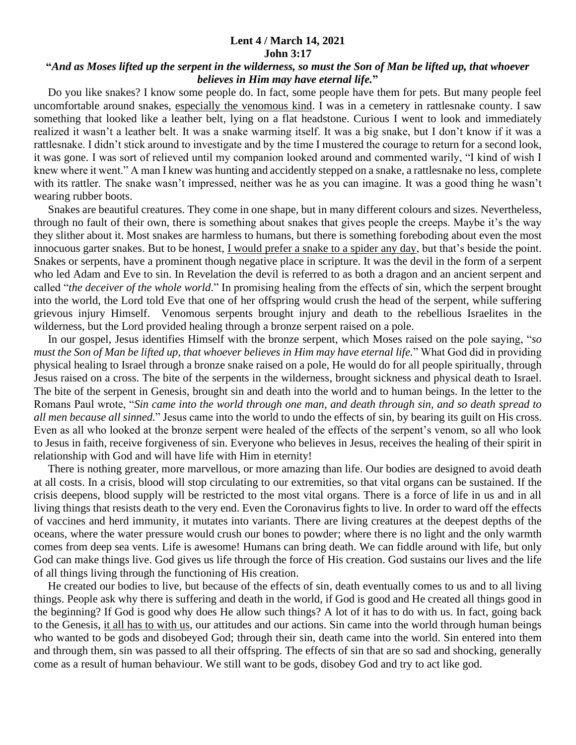**Lent 4 / March 14, 2021**
**John 3:17**

**"*And as Moses lifted up the serpent in the wilderness, so must the Son of Man be lifted up, that whoever believes in Him may have eternal life.*"**

Do you like snakes? I know some people do. In fact, some people have them for pets. But many people feel uncomfortable around snakes, <u>especially the venomous kind</u>. I was in a cemetery in rattlesnake county. I saw something that looked like a leather belt, lying on a flat headstone. Curious I went to look and immediately realized it wasn't a leather belt. It was a snake warming itself. It was a big snake, but I don't know if it was a rattlesnake. I didn't stick around to investigate and by the time I mustered the courage to return for a second look, it was gone. I was sort of relieved until my companion looked around and commented warily, "I kind of wish I knew where it went." A man I knew was hunting and accidently stepped on a snake, a rattlesnake no less, complete with its rattler. The snake wasn't impressed, neither was he as you can imagine. It was a good thing he wasn't wearing rubber boots.

Snakes are beautiful creatures. They come in one shape, but in many different colours and sizes. Nevertheless, through no fault of their own, there is something about snakes that gives people the creeps. Maybe it's the way they slither about it. Most snakes are harmless to humans, but there is something foreboding about even the most innocuous garter snakes. But to be honest, <u>I would prefer a snake to a spider any day</u>, but that's beside the point. Snakes or serpents, have a prominent though negative place in scripture. It was the devil in the form of a serpent who led Adam and Eve to sin. In Revelation the devil is referred to as both a dragon and an ancient serpent and called "*the deceiver of the whole world*." In promising healing from the effects of sin, which the serpent brought into the world, the Lord told Eve that one of her offspring would crush the head of the serpent, while suffering grievous injury Himself. Venomous serpents brought injury and death to the rebellious Israelites in the wilderness, but the Lord provided healing through a bronze serpent raised on a pole.

In our gospel, Jesus identifies Himself with the bronze serpent, which Moses raised on the pole saying, "*so must the Son of Man be lifted up, that whoever believes in Him may have eternal life.*" What God did in providing physical healing to Israel through a bronze snake raised on a pole, He would do for all people spiritually, through Jesus raised on a cross. The bite of the serpents in the wilderness, brought sickness and physical death to Israel. The bite of the serpent in Genesis, brought sin and death into the world and to human beings. In the letter to the Romans Paul wrote, "*Sin came into the world through one man, and death through sin, and so death spread to all men because all sinned.*" Jesus came into the world to undo the effects of sin, by bearing its guilt on His cross. Even as all who looked at the bronze serpent were healed of the effects of the serpent's venom, so all who look to Jesus in faith, receive forgiveness of sin. Everyone who believes in Jesus, receives the healing of their spirit in relationship with God and will have life with Him in eternity!

There is nothing greater, more marvellous, or more amazing than life. Our bodies are designed to avoid death at all costs. In a crisis, blood will stop circulating to our extremities, so that vital organs can be sustained. If the crisis deepens, blood supply will be restricted to the most vital organs. There is a force of life in us and in all living things that resists death to the very end. Even the Coronavirus fights to live. In order to ward off the effects of vaccines and herd immunity, it mutates into variants. There are living creatures at the deepest depths of the oceans, where the water pressure would crush our bones to powder; where there is no light and the only warmth comes from deep sea vents. Life is awesome! Humans can bring death. We can fiddle around with life, but only God can make things live. God gives us life through the force of His creation. God sustains our lives and the life of all things living through the functioning of His creation.

He created our bodies to live, but because of the effects of sin, death eventually comes to us and to all living things. People ask why there is suffering and death in the world, if God is good and He created all things good in the beginning? If God is good why does He allow such things? A lot of it has to do with us. In fact, going back to the Genesis, <u>it all has to with us</u>, our attitudes and our actions. Sin came into the world through human beings who wanted to be gods and disobeyed God; through their sin, death came into the world. Sin entered into them and through them, sin was passed to all their offspring. The effects of sin that are so sad and shocking, generally come as a result of human behaviour. We still want to be gods, disobey God and try to act like god.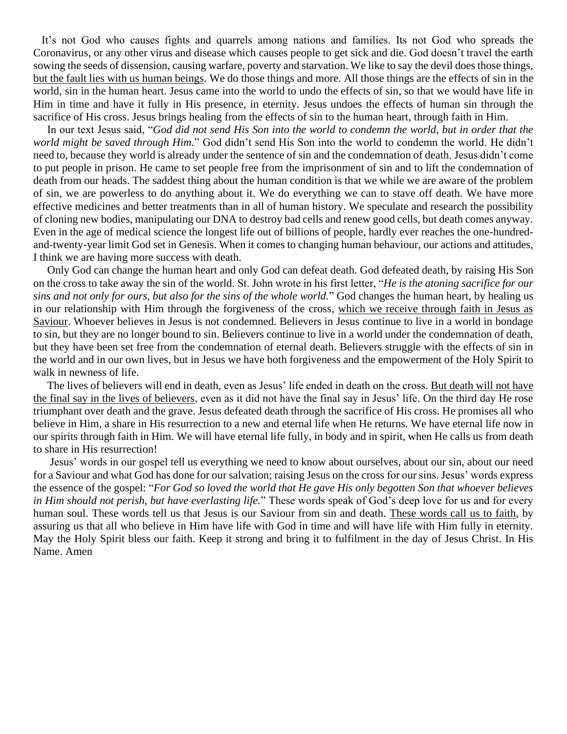It's not God who causes fights and quarrels among nations and families. Its not God who spreads the Coronavirus, or any other virus and disease which causes people to get sick and die. God doesn't travel the earth sowing the seeds of dissension, causing warfare, poverty and starvation. We like to say the devil does those things, <u>but the fault lies with us human beings</u>. We do those things and more. All those things are the effects of sin in the world, sin in the human heart. Jesus came into the world to undo the effects of sin, so that we would have life in Him in time and have it fully in His presence, in eternity. Jesus undoes the effects of human sin through the sacrifice of His cross. Jesus brings healing from the effects of sin to the human heart, through faith in Him.

In our text Jesus said, "*God did not send His Son into the world to condemn the world, but in order that the world might be saved through Him.*" God didn't send His Son into the world to condemn the world. He didn't need to, because they world is already under the sentence of sin and the condemnation of death. Jesus didn't come to put people in prison. He came to set people free from the imprisonment of sin and to lift the condemnation of death from our heads. The saddest thing about the human condition is that we while we are aware of the problem of sin, we are powerless to do anything about it. We do everything we can to stave off death. We have more effective medicines and better treatments than in all of human history. We speculate and research the possibility of cloning new bodies, manipulating our DNA to destroy bad cells and renew good cells, but death comes anyway. Even in the age of medical science the longest life out of billions of people, hardly ever reaches the one-hundred-and-twenty-year limit God set in Genesis. When it comes to changing human behaviour, our actions and attitudes, I think we are having more success with death.

Only God can change the human heart and only God can defeat death. God defeated death, by raising His Son on the cross to take away the sin of the world. St. John wrote in his first letter, "*He is the atoning sacrifice for our sins and not only for ours, but also for the sins of the whole world.*" God changes the human heart, by healing us in our relationship with Him through the forgiveness of the cross, <u>which we receive through faith in Jesus as Saviour</u>. Whoever believes in Jesus is not condemned. Believers in Jesus continue to live in a world in bondage to sin, but they are no longer bound to sin. Believers continue to live in a world under the condemnation of death, but they have been set free from the condemnation of eternal death. Believers struggle with the effects of sin in the world and in our own lives, but in Jesus we have both forgiveness and the empowerment of the Holy Spirit to walk in newness of life.

The lives of believers will end in death, even as Jesus' life ended in death on the cross. <u>But death will not have the final say in the lives of believers</u>, even as it did not have the final say in Jesus' life. On the third day He rose triumphant over death and the grave. Jesus defeated death through the sacrifice of His cross. He promises all who believe in Him, a share in His resurrection to a new and eternal life when He returns. We have eternal life now in our spirits through faith in Him. We will have eternal life fully, in body and in spirit, when He calls us from death to share in His resurrection!

Jesus' words in our gospel tell us everything we need to know about ourselves, about our sin, about our need for a Saviour and what God has done for our salvation; raising Jesus on the cross for our sins. Jesus' words express the essence of the gospel: "*For God so loved the world that He gave His only begotten Son that whoever believes in Him should not perish, but have everlasting life.*" These words speak of God's deep love for us and for every human soul. These words tell us that Jesus is our Saviour from sin and death. <u>These words call us to faith</u>, by assuring us that all who believe in Him have life with God in time and will have life with Him fully in eternity. May the Holy Spirit bless our faith. Keep it strong and bring it to fulfilment in the day of Jesus Christ. In His Name. Amen